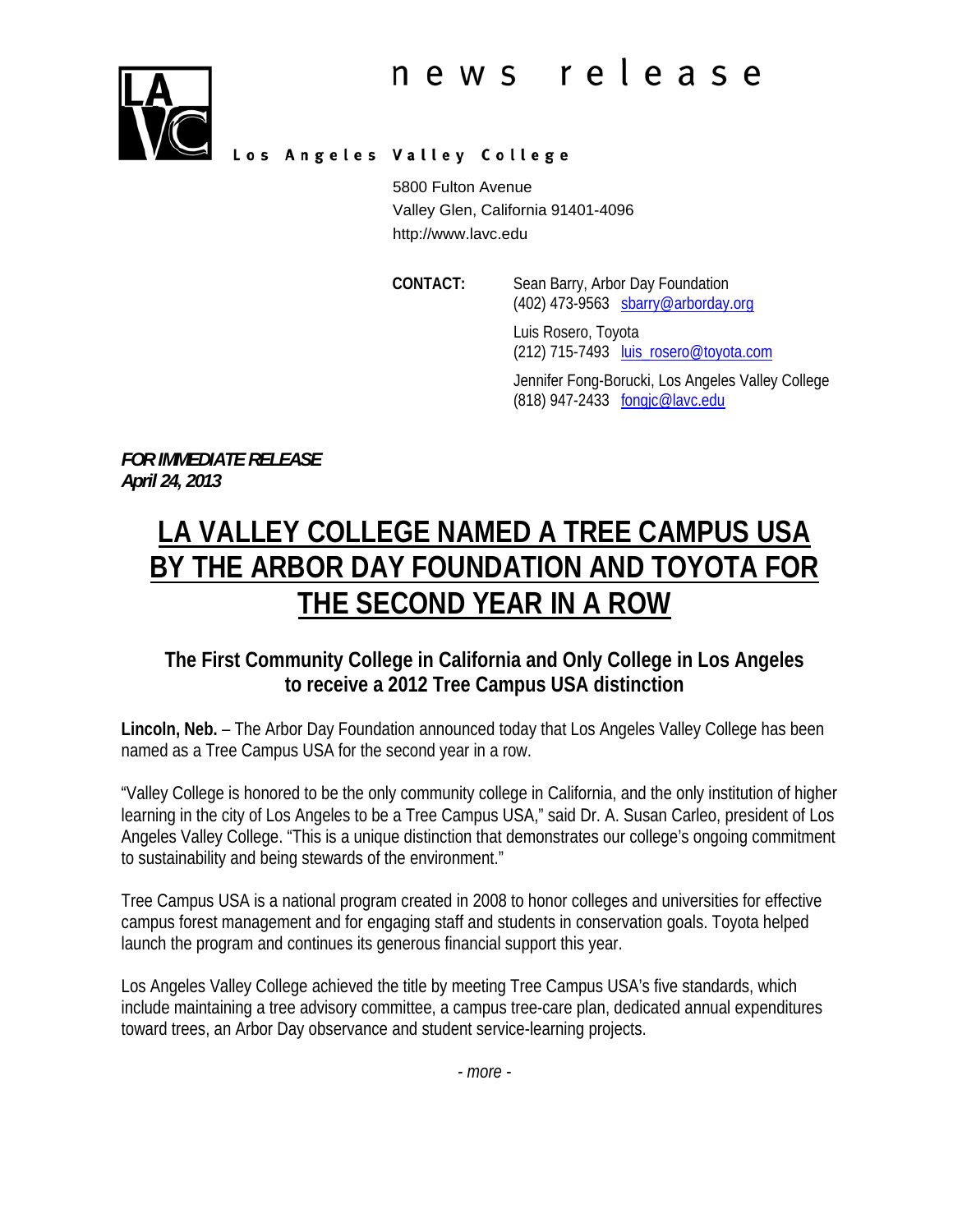news release

**Los Angeles Valley College**

5800 Fulton Avenue
Valley Glen, California 91401-4096
http://www.lavc.edu

**CONTACT:**

Sean Barry, Arbor Day Foundation
(402) 473-9563 sbarry@arborday.org

Luis Rosero, Toyota
(212) 715-7493 luis_rosero@toyota.com

Jennifer Fong-Borucki, Los Angeles Valley College
(818) 947-2433 fongjc@lavc.edu

***FOR IMMEDIATE RELEASE***
***April 24, 2013***

# LA VALLEY COLLEGE NAMED A TREE CAMPUS USA BY THE ARBOR DAY FOUNDATION AND TOYOTA FOR THE SECOND YEAR IN A ROW

## The First Community College in California and Only College in Los Angeles to receive a 2012 Tree Campus USA distinction

**Lincoln, Neb.** – The Arbor Day Foundation announced today that Los Angeles Valley College has been named as a Tree Campus USA for the second year in a row.

"Valley College is honored to be the only community college in California, and the only institution of higher learning in the city of Los Angeles to be a Tree Campus USA," said Dr. A. Susan Carleo, president of Los Angeles Valley College. "This is a unique distinction that demonstrates our college's ongoing commitment to sustainability and being stewards of the environment."

Tree Campus USA is a national program created in 2008 to honor colleges and universities for effective campus forest management and for engaging staff and students in conservation goals. Toyota helped launch the program and continues its generous financial support this year.

Los Angeles Valley College achieved the title by meeting Tree Campus USA's five standards, which include maintaining a tree advisory committee, a campus tree-care plan, dedicated annual expenditures toward trees, an Arbor Day observance and student service-learning projects.

*- more -*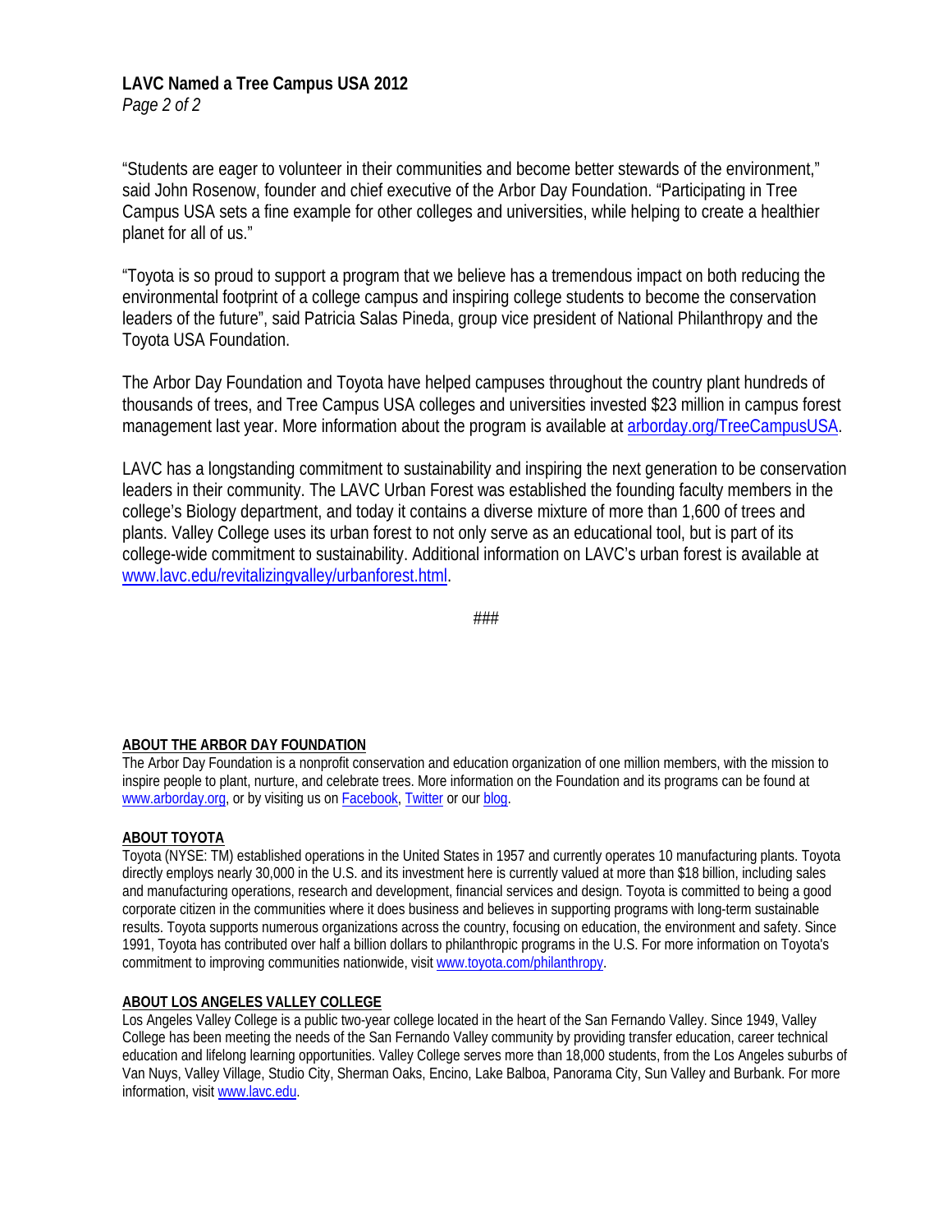"Students are eager to volunteer in their communities and become better stewards of the environment," said John Rosenow, founder and chief executive of the Arbor Day Foundation. "Participating in Tree Campus USA sets a fine example for other colleges and universities, while helping to create a healthier planet for all of us."

"Toyota is so proud to support a program that we believe has a tremendous impact on both reducing the environmental footprint of a college campus and inspiring college students to become the conservation leaders of the future", said Patricia Salas Pineda, group vice president of National Philanthropy and the Toyota USA Foundation.

The Arbor Day Foundation and Toyota have helped campuses throughout the country plant hundreds of thousands of trees, and Tree Campus USA colleges and universities invested $23 million in campus forest management last year. More information about the program is available at [arborday.org/TreeCampusUSA](arborday.org/TreeCampusUSA).

LAVC has a longstanding commitment to sustainability and inspiring the next generation to be conservation leaders in their community. The LAVC Urban Forest was established the founding faculty members in the college's Biology department, and today it contains a diverse mixture of more than 1,600 of trees and plants. Valley College uses its urban forest to not only serve as an educational tool, but is part of its college-wide commitment to sustainability. Additional information on LAVC's urban forest is available at [www.lavc.edu/revitalizingvalley/urbanforest.html](www.lavc.edu/revitalizingvalley/urbanforest.html).

###

**ABOUT THE ARBOR DAY FOUNDATION**

The Arbor Day Foundation is a nonprofit conservation and education organization of one million members, with the mission to inspire people to plant, nurture, and celebrate trees. More information on the Foundation and its programs can be found at [www.arborday.org](www.arborday.org), or by visiting us on Facebook, Twitter or our blog.

**ABOUT TOYOTA**

Toyota (NYSE: TM) established operations in the United States in 1957 and currently operates 10 manufacturing plants. Toyota directly employs nearly 30,000 in the U.S. and its investment here is currently valued at more than $18 billion, including sales and manufacturing operations, research and development, financial services and design. Toyota is committed to being a good corporate citizen in the communities where it does business and believes in supporting programs with long-term sustainable results. Toyota supports numerous organizations across the country, focusing on education, the environment and safety. Since 1991, Toyota has contributed over half a billion dollars to philanthropic programs in the U.S. For more information on Toyota's commitment to improving communities nationwide, visit [www.toyota.com/philanthropy](www.toyota.com/philanthropy).

**ABOUT LOS ANGELES VALLEY COLLEGE**

Los Angeles Valley College is a public two-year college located in the heart of the San Fernando Valley. Since 1949, Valley College has been meeting the needs of the San Fernando Valley community by providing transfer education, career technical education and lifelong learning opportunities. Valley College serves more than 18,000 students, from the Los Angeles suburbs of Van Nuys, Valley Village, Studio City, Sherman Oaks, Encino, Lake Balboa, Panorama City, Sun Valley and Burbank. For more information, visit [www.lavc.edu](www.lavc.edu).